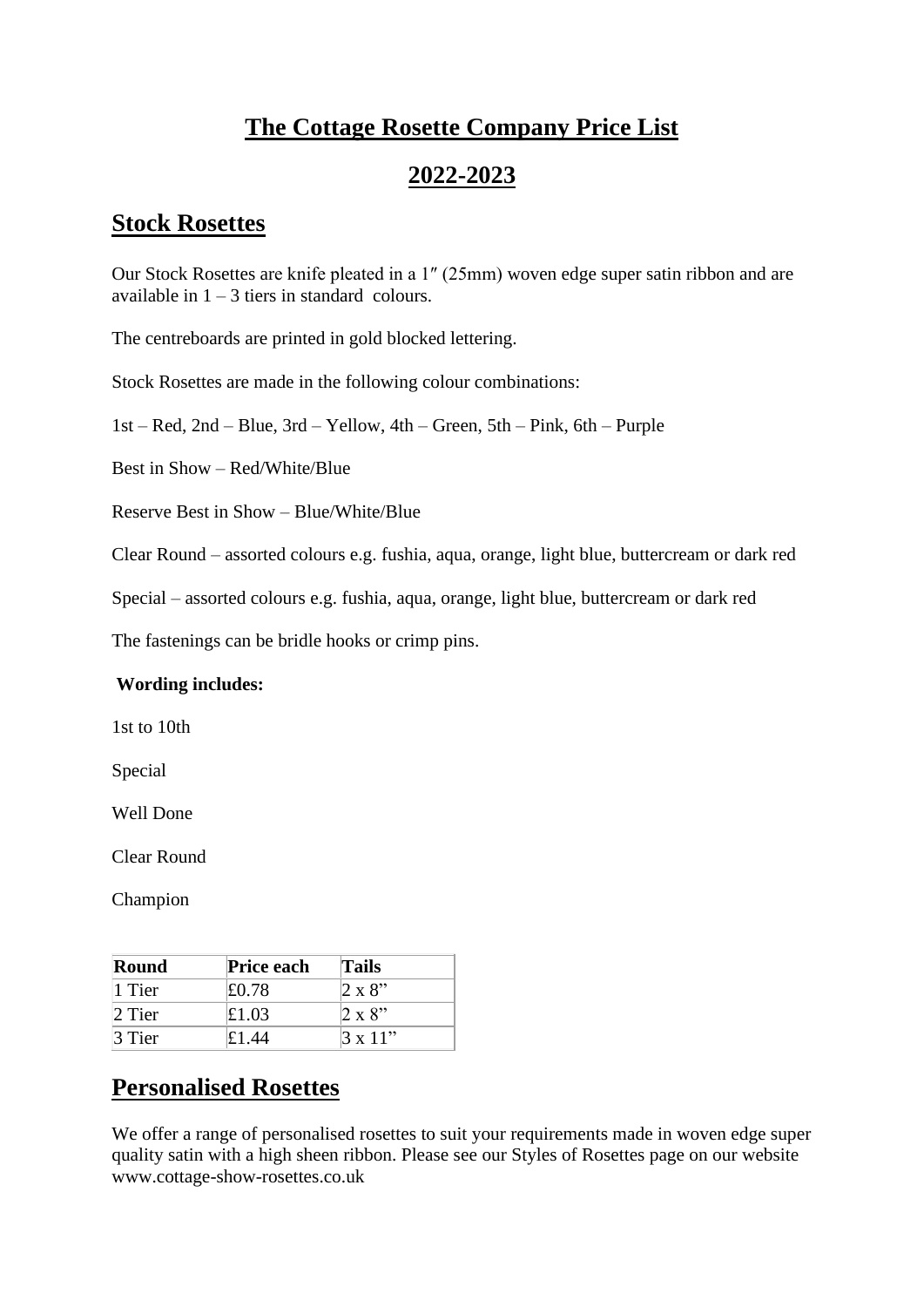# The Cottage Rosette Company Price List

# 2022-2023

## Stock Rosettes

Our Stock Rosettes are knife pleated in a 1″ (25mm) woven edge super satin ribbon and are available in 1 – 3 tiers in standard colours.

The centreboards are printed in gold blocked lettering.

Stock Rosettes are made in the following colour combinations:

1st – Red, 2nd – Blue, 3rd – Yellow, 4th – Green, 5th – Pink, 6th – Purple

Best in Show – Red/White/Blue

Reserve Best in Show – Blue/White/Blue

Clear Round – assorted colours e.g. fushia, aqua, orange, light blue, buttercream or dark red

Special – assorted colours e.g. fushia, aqua, orange, light blue, buttercream or dark red

The fastenings can be bridle hooks or crimp pins.

**Wording includes:**

1st to 10th

Special

Well Done

Clear Round

Champion

| Round | Price each | Tails |
| --- | --- | --- |
| 1 Tier | £0.78 | 2 x 8" |
| 2 Tier | £1.03 | 2 x 8" |
| 3 Tier | £1.44 | 3 x 11" |

## Personalised Rosettes

We offer a range of personalised rosettes to suit your requirements made in woven edge super quality satin with a high sheen ribbon. Please see our Styles of Rosettes page on our website www.cottage-show-rosettes.co.uk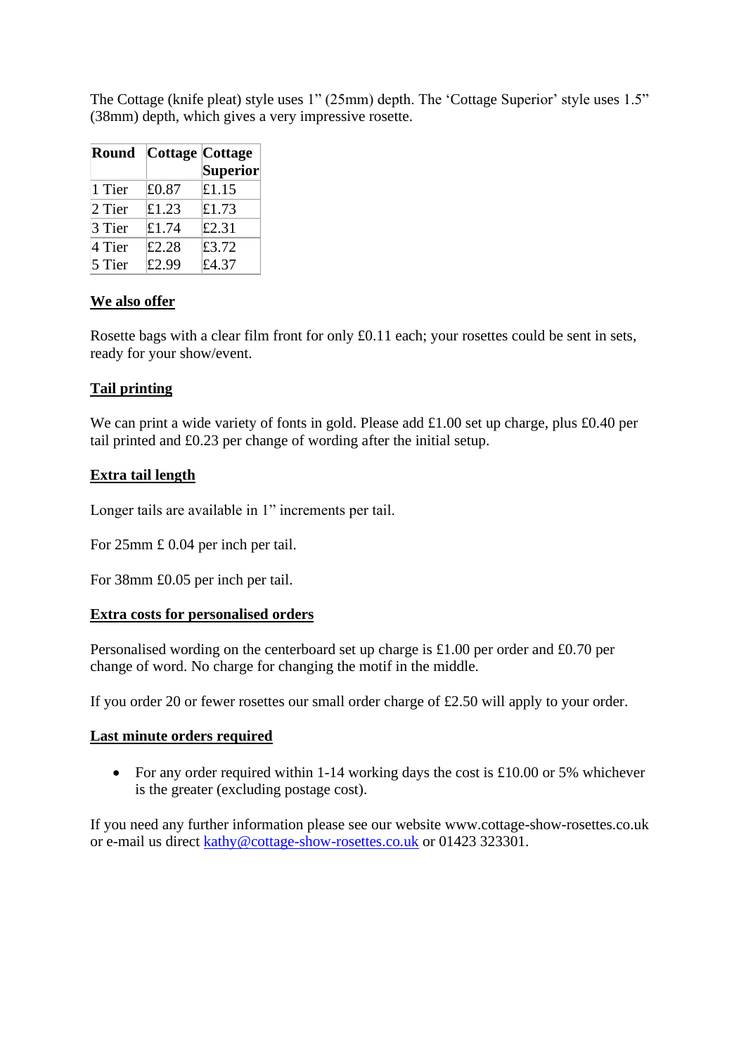The Cottage (knife pleat) style uses 1" (25mm) depth. The 'Cottage Superior' style uses 1.5" (38mm) depth, which gives a very impressive rosette.

| Round | Cottage | Cottage Superior |
|---|---|---|
| 1 Tier | £0.87 | £1.15 |
| 2 Tier | £1.23 | £1.73 |
| 3 Tier | £1.74 | £2.31 |
| 4 Tier | £2.28 | £3.72 |
| 5 Tier | £2.99 | £4.37 |

**We also offer**

Rosette bags with a clear film front for only £0.11 each; your rosettes could be sent in sets, ready for your show/event.

**Tail printing**

We can print a wide variety of fonts in gold. Please add £1.00 set up charge, plus £0.40 per tail printed and £0.23 per change of wording after the initial setup.

**Extra tail length**

Longer tails are available in 1" increments per tail.

For 25mm £ 0.04 per inch per tail.

For 38mm £0.05 per inch per tail.

**Extra costs for personalised orders**

Personalised wording on the centerboard set up charge is £1.00 per order and £0.70 per change of word. No charge for changing the motif in the middle.

If you order 20 or fewer rosettes our small order charge of £2.50 will apply to your order.

**Last minute orders required**

- For any order required within 1-14 working days the cost is £10.00 or 5% whichever is the greater (excluding postage cost).

If you need any further information please see our website www.cottage-show-rosettes.co.uk or e-mail us direct kathy@cottage-show-rosettes.co.uk or 01423 323301.